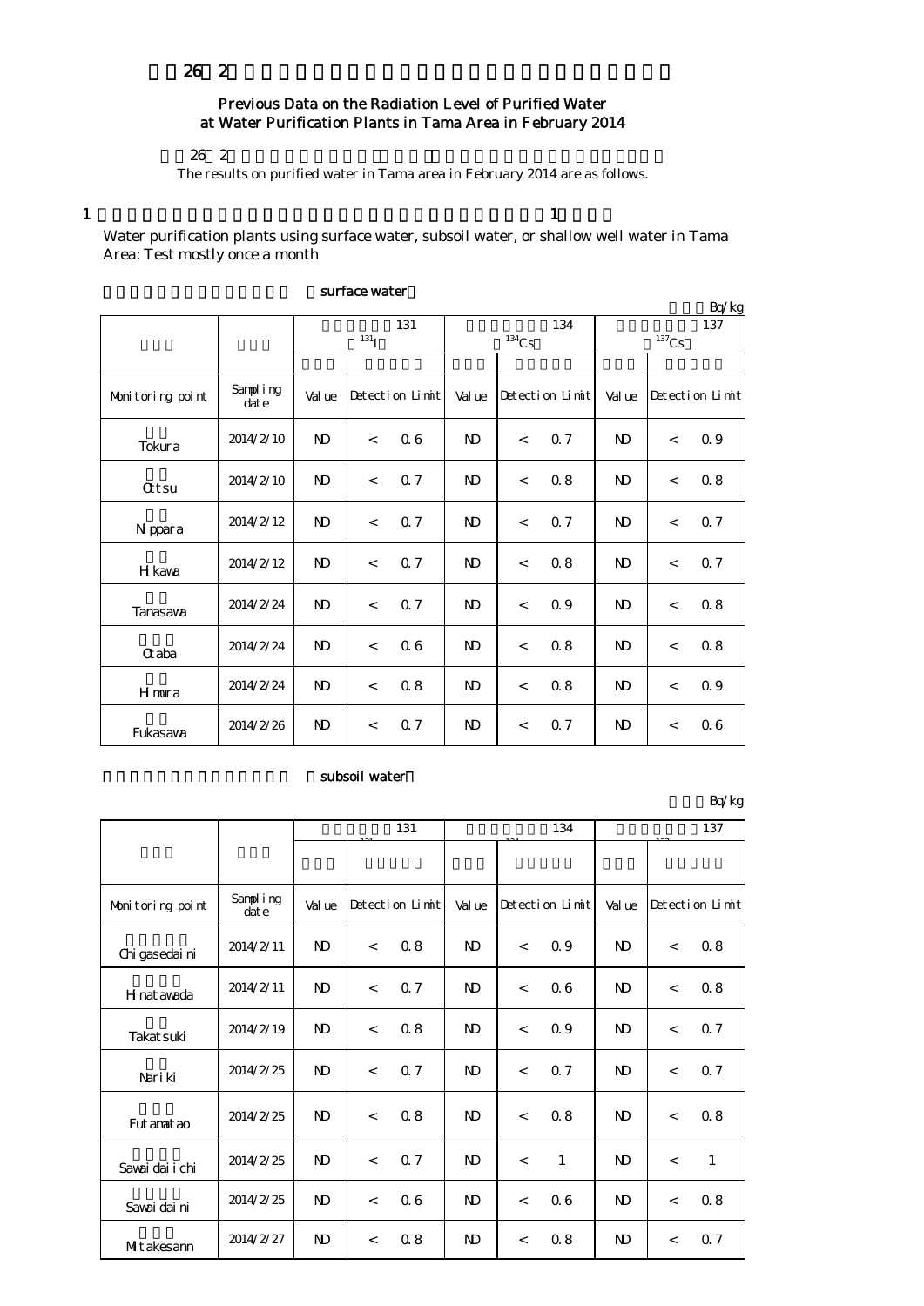26 2

## Previous Data on the Radiation Level of Purified Water at Water Purification Plants in Tama Area in February 2014

26 2

The results on purified water in Tama area in February 2014 are as follows.

1 　　　　　　　　　　　　　　　　　　　　　　　　　　　　　　1

Water purification plants using surface water, subsoil water, or shallow well water in Tama Area: Test mostly once a month

surface water

Bq/kg

| | | 131 ($^{131}I$) | | | 134 ($^{134}Cs$) | | | 137 ($^{137}Cs$) | | |
|---|---|---|---|---|---|---|---|---|---|---|
| Monitoring point | Sampling date | Value | Detection Limit | | Value | Detection Limit | | Value | Detection Limit | |
| Tokura | 2014/2/10 | ND | < | 0.6 | ND | < | 0.7 | ND | < | 0.9 |
| Ottsu | 2014/2/10 | ND | < | 0.7 | ND | < | 0.8 | ND | < | 0.8 |
| Nippara | 2014/2/12 | ND | < | 0.7 | ND | < | 0.7 | ND | < | 0.7 |
| Hikawa | 2014/2/12 | ND | < | 0.7 | ND | < | 0.8 | ND | < | 0.7 |
| Tanasawa | 2014/2/24 | ND | < | 0.7 | ND | < | 0.9 | ND | < | 0.8 |
| Otaba | 2014/2/24 | ND | < | 0.6 | ND | < | 0.8 | ND | < | 0.8 |
| Himura | 2014/2/24 | ND | < | 0.8 | ND | < | 0.8 | ND | < | 0.9 |
| Fukasawa | 2014/2/26 | ND | < | 0.7 | ND | < | 0.7 | ND | < | 0.6 |

subsoil water

Bq/kg

| | | 131 | | | 134 | | | 137 | | |
|---|---|---|---|---|---|---|---|---|---|---|
| Monitoring point | Sampling date | Value | Detection Limit | | Value | Detection Limit | | Value | Detection Limit | |
| Chigasedaini | 2014/2/11 | ND | < | 0.8 | ND | < | 0.9 | ND | < | 0.8 |
| Hinatawada | 2014/2/11 | ND | < | 0.7 | ND | < | 0.6 | ND | < | 0.8 |
| Takatsuki | 2014/2/19 | ND | < | 0.8 | ND | < | 0.9 | ND | < | 0.7 |
| Nariki | 2014/2/25 | ND | < | 0.7 | ND | < | 0.7 | ND | < | 0.7 |
| Futamatao | 2014/2/25 | ND | < | 0.8 | ND | < | 0.8 | ND | < | 0.8 |
| Sawaidaiichi | 2014/2/25 | ND | < | 0.7 | ND | < | 1 | ND | < | 1 |
| Sawaidaini | 2014/2/25 | ND | < | 0.6 | ND | < | 0.6 | ND | < | 0.8 |
| Mitakesann | 2014/2/27 | ND | < | 0.8 | ND | < | 0.8 | ND | < | 0.7 |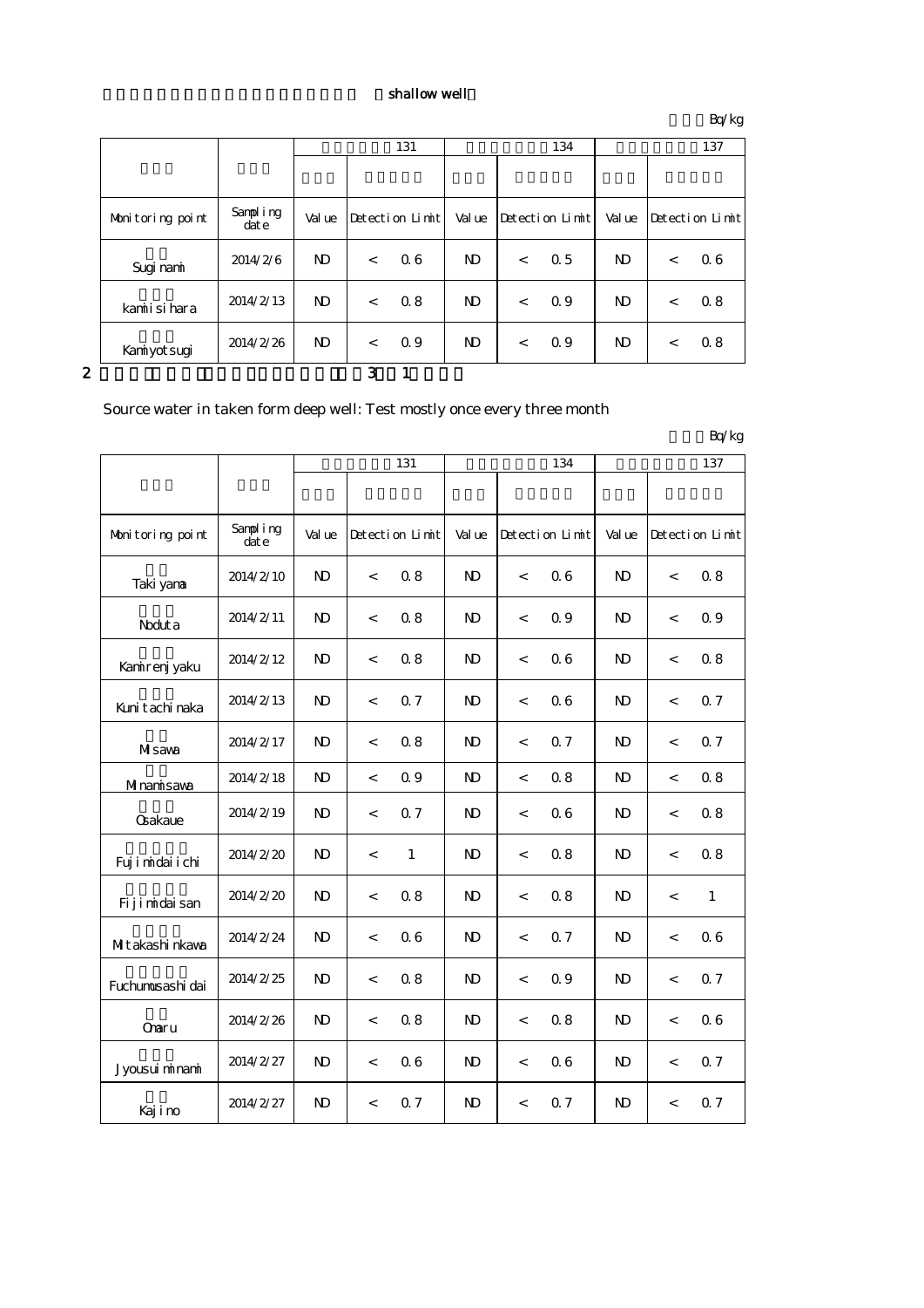shallow well

Bq/kg

| | | 131 | | | 134 | | | 137 | | |
|---|---|---|---|---|---|---|---|---|---|---|
| Monitoring point | Sampling date | Value | Detection Limit | | Value | Detection Limit | | Value | Detection Limit | |
| Suginami | 2014/2/6 | ND | < | 0.6 | ND | < | 0.5 | ND | < | 0.6 |
| kamisihara | 2014/2/13 | ND | < | 0.8 | ND | < | 0.9 | ND | < | 0.8 |
| Kamiyotsugi | 2014/2/26 | ND | < | 0.9 | ND | < | 0.9 | ND | < | 0.8 |

2 3 1

Source water in taken form deep well: Test mostly once every three month

Bq/kg

| | | 131 | | | 134 | | | 137 | | |
|---|---|---|---|---|---|---|---|---|---|---|
| Monitoring point | Sampling date | Value | Detection Limit | | Value | Detection Limit | | Value | Detection Limit | |
| Takiyama | 2014/2/10 | ND | < | 0.8 | ND | < | 0.6 | ND | < | 0.8 |
| Noduta | 2014/2/11 | ND | < | 0.8 | ND | < | 0.9 | ND | < | 0.9 |
| Kamirenjyaku | 2014/2/12 | ND | < | 0.8 | ND | < | 0.6 | ND | < | 0.8 |
| Kunitachinaka | 2014/2/13 | ND | < | 0.7 | ND | < | 0.6 | ND | < | 0.7 |
| Misawa | 2014/2/17 | ND | < | 0.8 | ND | < | 0.7 | ND | < | 0.7 |
| Minamisawa | 2014/2/18 | ND | < | 0.9 | ND | < | 0.8 | ND | < | 0.8 |
| Osakaue | 2014/2/19 | ND | < | 0.7 | ND | < | 0.6 | ND | < | 0.8 |
| Fujimidaiichi | 2014/2/20 | ND | < | 1 | ND | < | 0.8 | ND | < | 0.8 |
| Fijimidaisan | 2014/2/20 | ND | < | 0.8 | ND | < | 0.8 | ND | < | 1 |
| Mitakashinkawa | 2014/2/24 | ND | < | 0.6 | ND | < | 0.7 | ND | < | 0.6 |
| Fuchumusashidai | 2014/2/25 | ND | < | 0.8 | ND | < | 0.9 | ND | < | 0.7 |
| Omaru | 2014/2/26 | ND | < | 0.8 | ND | < | 0.8 | ND | < | 0.6 |
| Jyousuiminami | 2014/2/27 | ND | < | 0.6 | ND | < | 0.6 | ND | < | 0.7 |
| Kajino | 2014/2/27 | ND | < | 0.7 | ND | < | 0.7 | ND | < | 0.7 |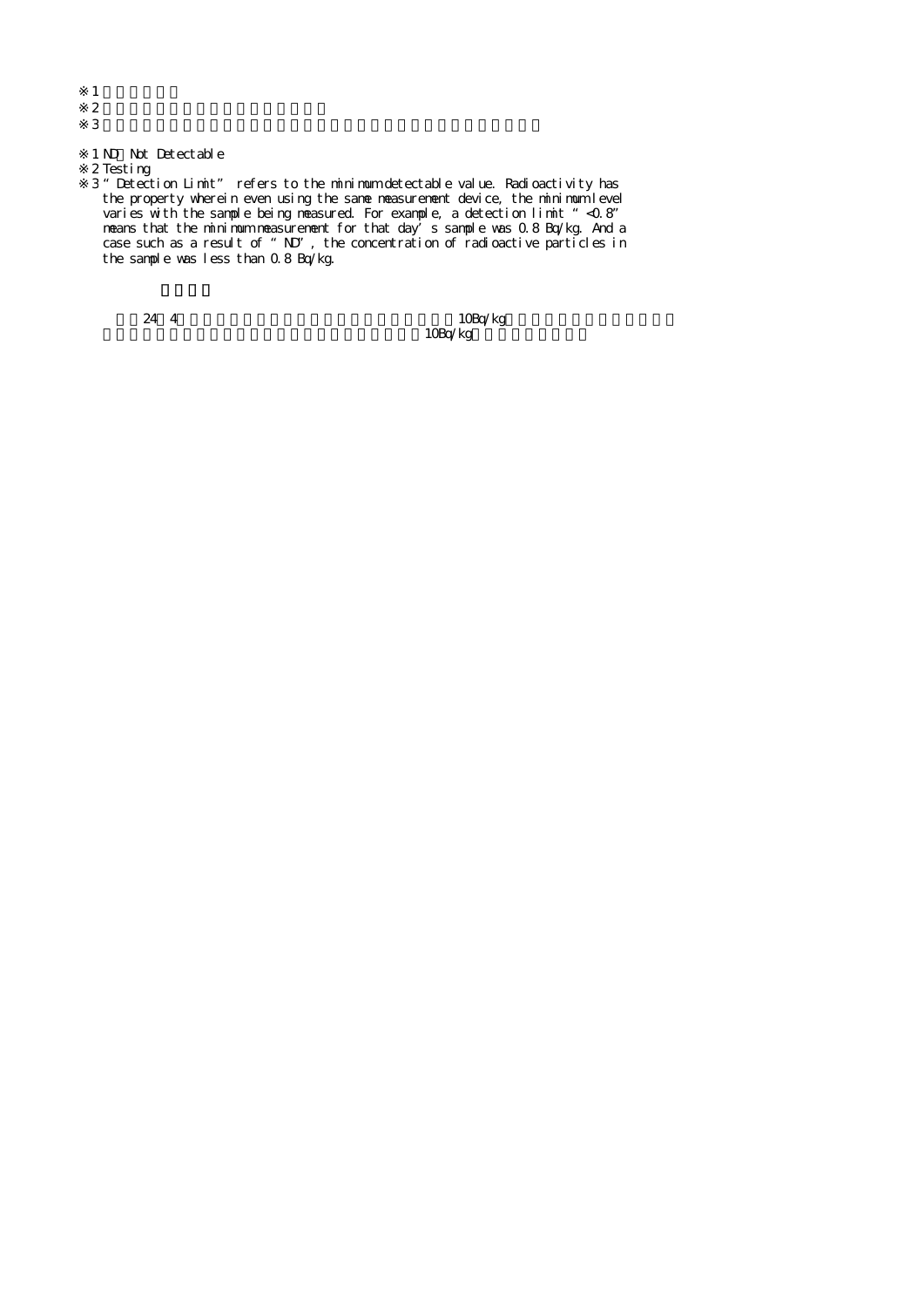※1

※2

※3

※1 ND Not Detectable

※2 Testing

※3 " Detection Limit" refers to the minimum detectable value. Radioactivity has the property wherein even using the same measurement device, the minimum level varies with the sample being measured. For example, a detection limit "<0.8" means that the minimum measurement for that day's sample was 0.8 Bq/kg. And a case such as a result of "ND", the concentration of radioactive particles in the sample was less than 0.8 Bq/kg.

24 4 10Bq/kg

10Bq/kg